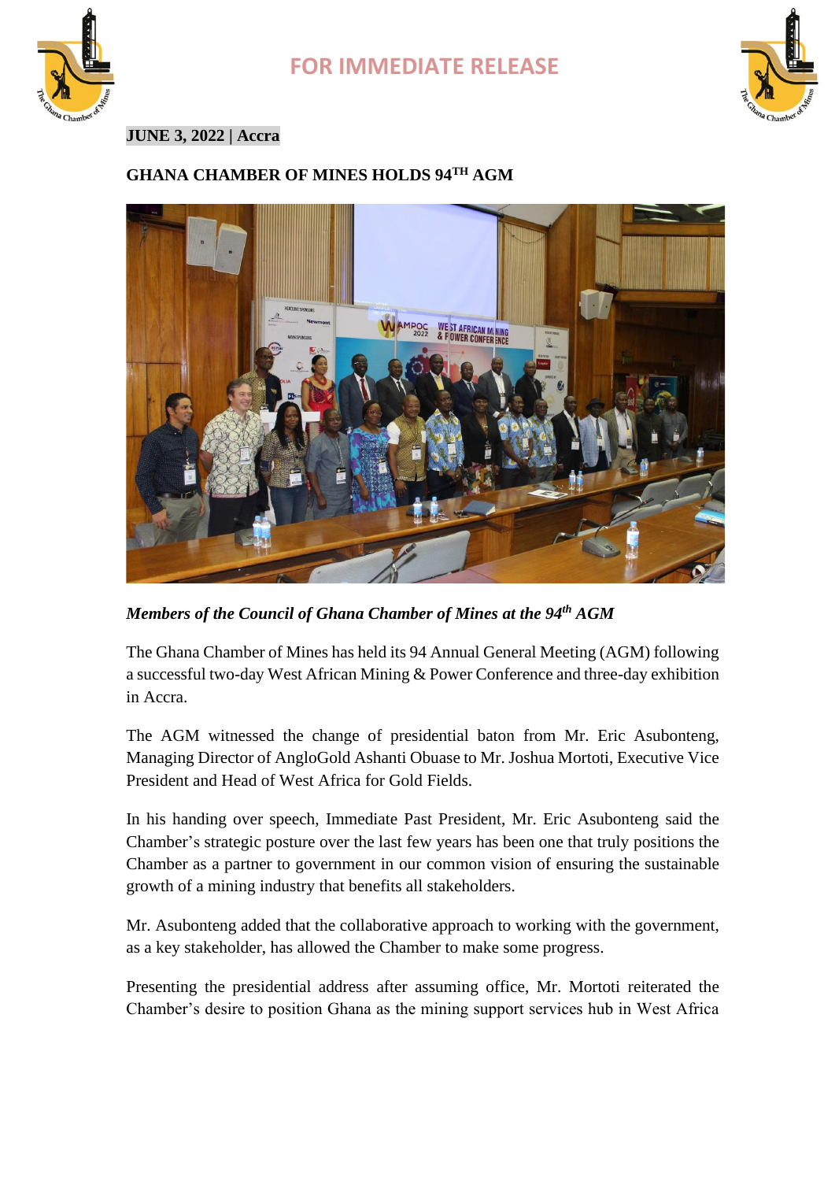**FOR IMMEDIATE RELEASE**

**JUNE 3, 2022 | Accra**

# GHANA CHAMBER OF MINES HOLDS 94TH AGM

***Members of the Council of Ghana Chamber of Mines at the 94th AGM***

The Ghana Chamber of Mines has held its 94 Annual General Meeting (AGM) following a successful two-day West African Mining & Power Conference and three-day exhibition in Accra.

The AGM witnessed the change of presidential baton from Mr. Eric Asubonteng, Managing Director of AngloGold Ashanti Obuase to Mr. Joshua Mortoti, Executive Vice President and Head of West Africa for Gold Fields.

In his handing over speech, Immediate Past President, Mr. Eric Asubonteng said the Chamber's strategic posture over the last few years has been one that truly positions the Chamber as a partner to government in our common vision of ensuring the sustainable growth of a mining industry that benefits all stakeholders.

Mr. Asubonteng added that the collaborative approach to working with the government, as a key stakeholder, has allowed the Chamber to make some progress.

Presenting the presidential address after assuming office, Mr. Mortoti reiterated the Chamber's desire to position Ghana as the mining support services hub in West Africa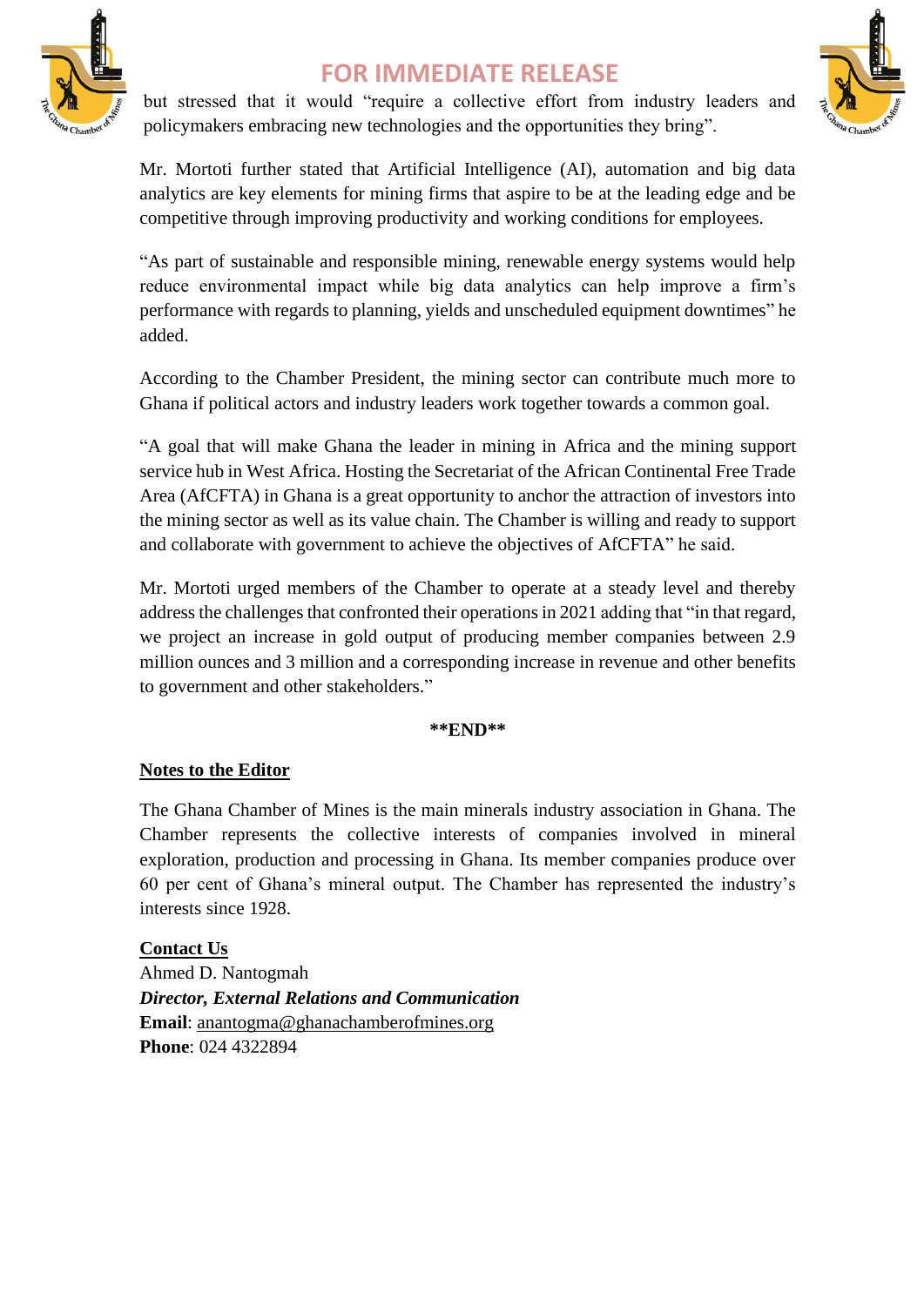but stressed that it would “require a collective effort from industry leaders and policymakers embracing new technologies and the opportunities they bring”.

Mr. Mortoti further stated that Artificial Intelligence (AI), automation and big data analytics are key elements for mining firms that aspire to be at the leading edge and be competitive through improving productivity and working conditions for employees.

“As part of sustainable and responsible mining, renewable energy systems would help reduce environmental impact while big data analytics can help improve a firm’s performance with regards to planning, yields and unscheduled equipment downtimes” he added.

According to the Chamber President, the mining sector can contribute much more to Ghana if political actors and industry leaders work together towards a common goal.

“A goal that will make Ghana the leader in mining in Africa and the mining support service hub in West Africa. Hosting the Secretariat of the African Continental Free Trade Area (AfCFTA) in Ghana is a great opportunity to anchor the attraction of investors into the mining sector as well as its value chain. The Chamber is willing and ready to support and collaborate with government to achieve the objectives of AfCFTA” he said.

Mr. Mortoti urged members of the Chamber to operate at a steady level and thereby address the challenges that confronted their operations in 2021 adding that “in that regard, we project an increase in gold output of producing member companies between 2.9 million ounces and 3 million and a corresponding increase in revenue and other benefits to government and other stakeholders.”

**END**

**Notes to the Editor**

The Ghana Chamber of Mines is the main minerals industry association in Ghana. The Chamber represents the collective interests of companies involved in mineral exploration, production and processing in Ghana. Its member companies produce over 60 per cent of Ghana’s mineral output. The Chamber has represented the industry’s interests since 1928.

**Contact Us**

Ahmed D. Nantogmah
***Director, External Relations and Communication***
**Email**: anantogma@ghanachamberofmines.org
**Phone**: 024 4322894